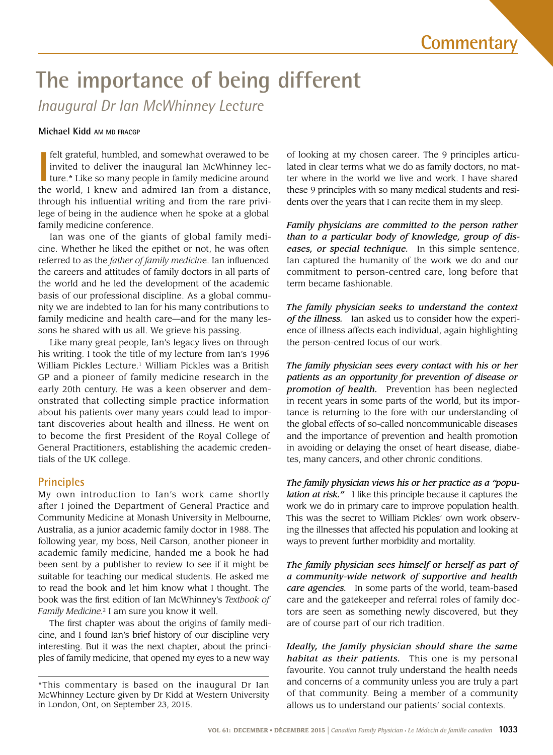Commentary

# The importance of being different

## *Inaugural Dr Ian McWhinney Lecture*

**Michael Kidd** AM MD FRACGP

I felt grateful, humbled, and somewhat overawed to be invited to deliver the inaugural Ian McWhinney lecture.* Like so many people in family medicine around the world, I knew and admired Ian from a distance, through his influential writing and from the rare privilege of being in the audience when he spoke at a global family medicine conference.

Ian was one of the giants of global family medicine. Whether he liked the epithet or not, he was often referred to as the *father of family medicine*. Ian influenced the careers and attitudes of family doctors in all parts of the world and he led the development of the academic basis of our professional discipline. As a global community we are indebted to Ian for his many contributions to family medicine and health care—and for the many lessons he shared with us all. We grieve his passing.

Like many great people, Ian's legacy lives on through his writing. I took the title of my lecture from Ian's 1996 William Pickles Lecture.[1] William Pickles was a British GP and a pioneer of family medicine research in the early 20th century. He was a keen observer and demonstrated that collecting simple practice information about his patients over many years could lead to important discoveries about health and illness. He went on to become the first President of the Royal College of General Practitioners, establishing the academic credentials of the UK college.

### Principles

My own introduction to Ian's work came shortly after I joined the Department of General Practice and Community Medicine at Monash University in Melbourne, Australia, as a junior academic family doctor in 1988. The following year, my boss, Neil Carson, another pioneer in academic family medicine, handed me a book he had been sent by a publisher to review to see if it might be suitable for teaching our medical students. He asked me to read the book and let him know what I thought. The book was the first edition of Ian McWhinney's *Textbook of Family Medicine*.[2] I am sure you know it well.

The first chapter was about the origins of family medicine, and I found Ian's brief history of our discipline very interesting. But it was the next chapter, about the principles of family medicine, that opened my eyes to a new way of looking at my chosen career. The 9 principles articulated in clear terms what we do as family doctors, no matter where in the world we live and work. I have shared these 9 principles with so many medical students and residents over the years that I can recite them in my sleep.

***Family physicians are committed to the person rather than to a particular body of knowledge, group of diseases, or special technique.*** In this simple sentence, Ian captured the humanity of the work we do and our commitment to person-centred care, long before that term became fashionable.

***The family physician seeks to understand the context of the illness.*** Ian asked us to consider how the experience of illness affects each individual, again highlighting the person-centred focus of our work.

***The family physician sees every contact with his or her patients as an opportunity for prevention of disease or promotion of health.*** Prevention has been neglected in recent years in some parts of the world, but its importance is returning to the fore with our understanding of the global effects of so-called noncommunicable diseases and the importance of prevention and health promotion in avoiding or delaying the onset of heart disease, diabetes, many cancers, and other chronic conditions.

***The family physician views his or her practice as a "population at risk."*** I like this principle because it captures the work we do in primary care to improve population health. This was the secret to William Pickles' own work observing the illnesses that affected his population and looking at ways to prevent further morbidity and mortality.

***The family physician sees himself or herself as part of a community-wide network of supportive and health care agencies.*** In some parts of the world, team-based care and the gatekeeper and referral roles of family doctors are seen as something newly discovered, but they are of course part of our rich tradition.

***Ideally, the family physician should share the same habitat as their patients.*** This one is my personal favourite. You cannot truly understand the health needs and concerns of a community unless you are truly a part of that community. Being a member of a community allows us to understand our patients' social contexts.

*This commentary is based on the inaugural Dr Ian McWhinney Lecture given by Dr Kidd at Western University in London, Ont, on September 23, 2015.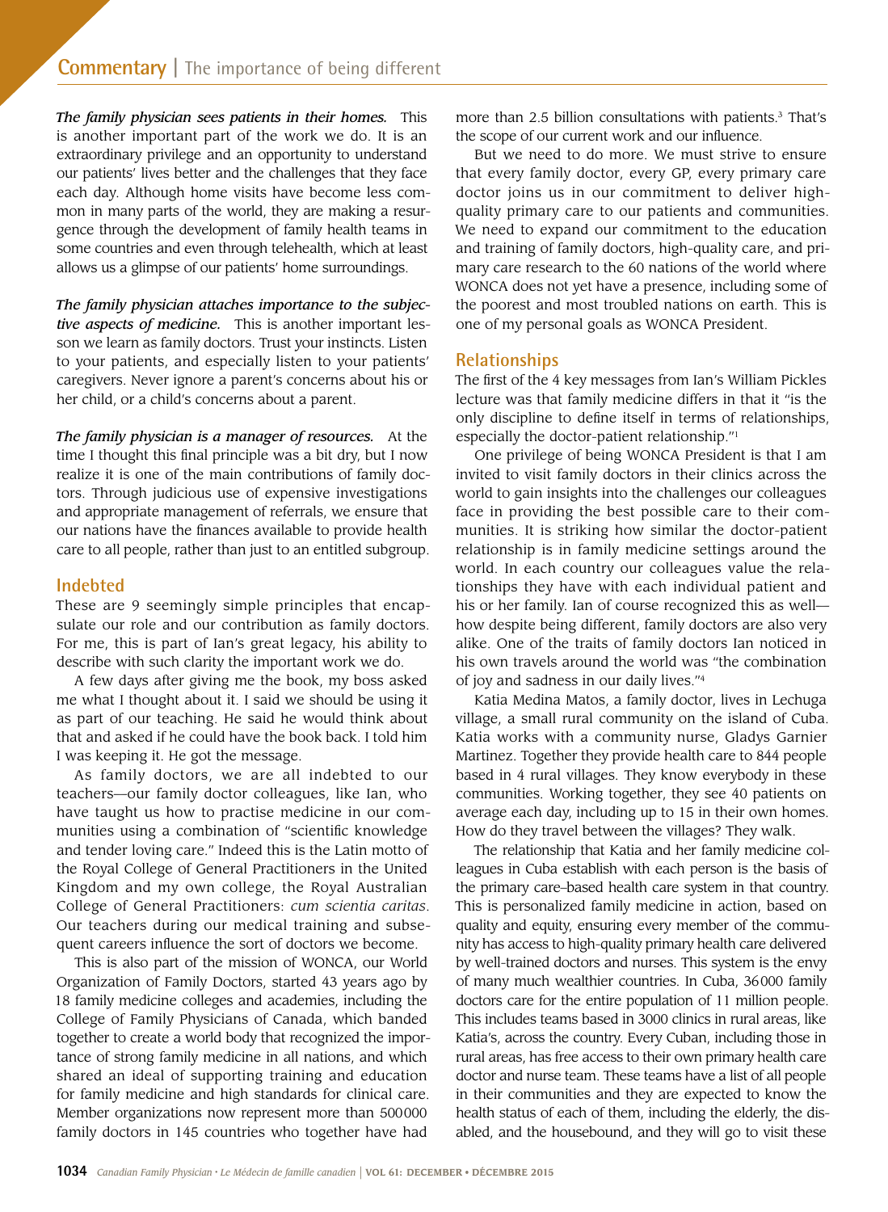***The family physician sees patients in their homes.*** This is another important part of the work we do. It is an extraordinary privilege and an opportunity to understand our patients' lives better and the challenges that they face each day. Although home visits have become less common in many parts of the world, they are making a resurgence through the development of family health teams in some countries and even through telehealth, which at least allows us a glimpse of our patients' home surroundings.

***The family physician attaches importance to the subjective aspects of medicine.*** This is another important lesson we learn as family doctors. Trust your instincts. Listen to your patients, and especially listen to your patients' caregivers. Never ignore a parent's concerns about his or her child, or a child's concerns about a parent.

***The family physician is a manager of resources.*** At the time I thought this final principle was a bit dry, but I now realize it is one of the main contributions of family doctors. Through judicious use of expensive investigations and appropriate management of referrals, we ensure that our nations have the finances available to provide health care to all people, rather than just to an entitled subgroup.

## Indebted

These are 9 seemingly simple principles that encapsulate our role and our contribution as family doctors. For me, this is part of Ian's great legacy, his ability to describe with such clarity the important work we do.

A few days after giving me the book, my boss asked me what I thought about it. I said we should be using it as part of our teaching. He said he would think about that and asked if he could have the book back. I told him I was keeping it. He got the message.

As family doctors, we are all indebted to our teachers—our family doctor colleagues, like Ian, who have taught us how to practise medicine in our communities using a combination of "scientific knowledge and tender loving care." Indeed this is the Latin motto of the Royal College of General Practitioners in the United Kingdom and my own college, the Royal Australian College of General Practitioners: *cum scientia caritas*. Our teachers during our medical training and subsequent careers influence the sort of doctors we become.

This is also part of the mission of WONCA, our World Organization of Family Doctors, started 43 years ago by 18 family medicine colleges and academies, including the College of Family Physicians of Canada, which banded together to create a world body that recognized the importance of strong family medicine in all nations, and which shared an ideal of supporting training and education for family medicine and high standards for clinical care. Member organizations now represent more than 500000 family doctors in 145 countries who together have had more than 2.5 billion consultations with patients.[3] That's the scope of our current work and our influence.

But we need to do more. We must strive to ensure that every family doctor, every GP, every primary care doctor joins us in our commitment to deliver high-quality primary care to our patients and communities. We need to expand our commitment to the education and training of family doctors, high-quality care, and primary care research to the 60 nations of the world where WONCA does not yet have a presence, including some of the poorest and most troubled nations on earth. This is one of my personal goals as WONCA President.

## Relationships

The first of the 4 key messages from Ian's William Pickles lecture was that family medicine differs in that it "is the only discipline to define itself in terms of relationships, especially the doctor-patient relationship."[1]

One privilege of being WONCA President is that I am invited to visit family doctors in their clinics across the world to gain insights into the challenges our colleagues face in providing the best possible care to their communities. It is striking how similar the doctor-patient relationship is in family medicine settings around the world. In each country our colleagues value the relationships they have with each individual patient and his or her family. Ian of course recognized this as well—how despite being different, family doctors are also very alike. One of the traits of family doctors Ian noticed in his own travels around the world was "the combination of joy and sadness in our daily lives."[4]

Katia Medina Matos, a family doctor, lives in Lechuga village, a small rural community on the island of Cuba. Katia works with a community nurse, Gladys Garnier Martinez. Together they provide health care to 844 people based in 4 rural villages. They know everybody in these communities. Working together, they see 40 patients on average each day, including up to 15 in their own homes. How do they travel between the villages? They walk.

The relationship that Katia and her family medicine colleagues in Cuba establish with each person is the basis of the primary care–based health care system in that country. This is personalized family medicine in action, based on quality and equity, ensuring every member of the community has access to high-quality primary health care delivered by well-trained doctors and nurses. This system is the envy of many much wealthier countries. In Cuba, 36000 family doctors care for the entire population of 11 million people. This includes teams based in 3000 clinics in rural areas, like Katia's, across the country. Every Cuban, including those in rural areas, has free access to their own primary health care doctor and nurse team. These teams have a list of all people in their communities and they are expected to know the health status of each of them, including the elderly, the disabled, and the housebound, and they will go to visit these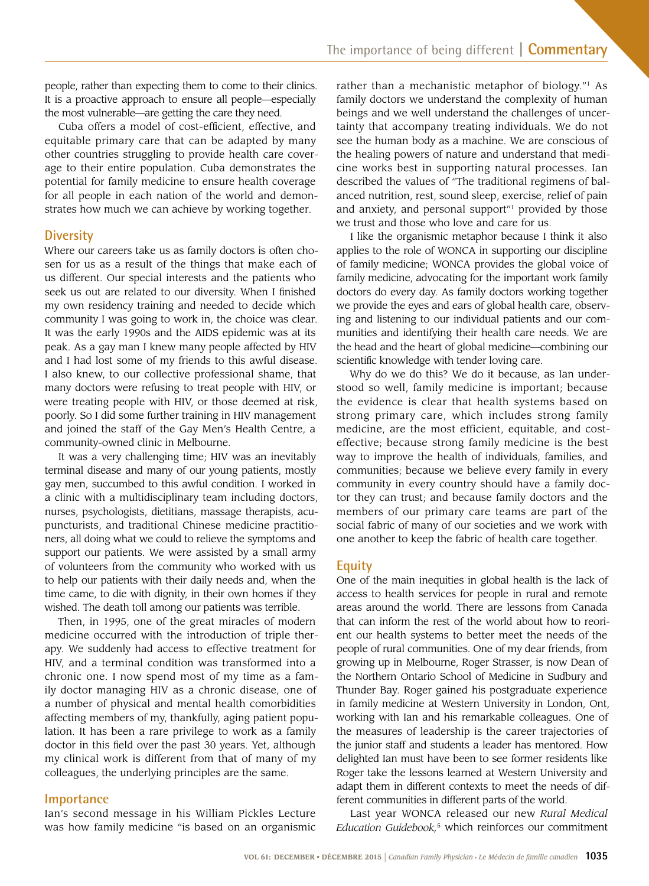people, rather than expecting them to come to their clinics. It is a proactive approach to ensure all people—especially the most vulnerable—are getting the care they need.

Cuba offers a model of cost-efficient, effective, and equitable primary care that can be adapted by many other countries struggling to provide health care coverage to their entire population. Cuba demonstrates the potential for family medicine to ensure health coverage for all people in each nation of the world and demonstrates how much we can achieve by working together.

## Diversity

Where our careers take us as family doctors is often chosen for us as a result of the things that make each of us different. Our special interests and the patients who seek us out are related to our diversity. When I finished my own residency training and needed to decide which community I was going to work in, the choice was clear. It was the early 1990s and the AIDS epidemic was at its peak. As a gay man I knew many people affected by HIV and I had lost some of my friends to this awful disease. I also knew, to our collective professional shame, that many doctors were refusing to treat people with HIV, or were treating people with HIV, or those deemed at risk, poorly. So I did some further training in HIV management and joined the staff of the Gay Men's Health Centre, a community-owned clinic in Melbourne.

It was a very challenging time; HIV was an inevitably terminal disease and many of our young patients, mostly gay men, succumbed to this awful condition. I worked in a clinic with a multidisciplinary team including doctors, nurses, psychologists, dietitians, massage therapists, acupuncturists, and traditional Chinese medicine practitioners, all doing what we could to relieve the symptoms and support our patients. We were assisted by a small army of volunteers from the community who worked with us to help our patients with their daily needs and, when the time came, to die with dignity, in their own homes if they wished. The death toll among our patients was terrible.

Then, in 1995, one of the great miracles of modern medicine occurred with the introduction of triple therapy. We suddenly had access to effective treatment for HIV, and a terminal condition was transformed into a chronic one. I now spend most of my time as a family doctor managing HIV as a chronic disease, one of a number of physical and mental health comorbidities affecting members of my, thankfully, aging patient population. It has been a rare privilege to work as a family doctor in this field over the past 30 years. Yet, although my clinical work is different from that of many of my colleagues, the underlying principles are the same.

## Importance

Ian's second message in his William Pickles Lecture was how family medicine "is based on an organismic rather than a mechanistic metaphor of biology."[1] As family doctors we understand the complexity of human beings and we well understand the challenges of uncertainty that accompany treating individuals. We do not see the human body as a machine. We are conscious of the healing powers of nature and understand that medicine works best in supporting natural processes. Ian described the values of "The traditional regimens of balanced nutrition, rest, sound sleep, exercise, relief of pain and anxiety, and personal support"[1] provided by those we trust and those who love and care for us.

I like the organismic metaphor because I think it also applies to the role of WONCA in supporting our discipline of family medicine; WONCA provides the global voice of family medicine, advocating for the important work family doctors do every day. As family doctors working together we provide the eyes and ears of global health care, observing and listening to our individual patients and our communities and identifying their health care needs. We are the head and the heart of global medicine—combining our scientific knowledge with tender loving care.

Why do we do this? We do it because, as Ian understood so well, family medicine is important; because the evidence is clear that health systems based on strong primary care, which includes strong family medicine, are the most efficient, equitable, and cost-effective; because strong family medicine is the best way to improve the health of individuals, families, and communities; because we believe every family in every community in every country should have a family doctor they can trust; and because family doctors and the members of our primary care teams are part of the social fabric of many of our societies and we work with one another to keep the fabric of health care together.

## Equity

One of the main inequities in global health is the lack of access to health services for people in rural and remote areas around the world. There are lessons from Canada that can inform the rest of the world about how to reorient our health systems to better meet the needs of the people of rural communities. One of my dear friends, from growing up in Melbourne, Roger Strasser, is now Dean of the Northern Ontario School of Medicine in Sudbury and Thunder Bay. Roger gained his postgraduate experience in family medicine at Western University in London, Ont, working with Ian and his remarkable colleagues. One of the measures of leadership is the career trajectories of the junior staff and students a leader has mentored. How delighted Ian must have been to see former residents like Roger take the lessons learned at Western University and adapt them in different contexts to meet the needs of different communities in different parts of the world.

Last year WONCA released our new *Rural Medical Education Guidebook,*[5] which reinforces our commitment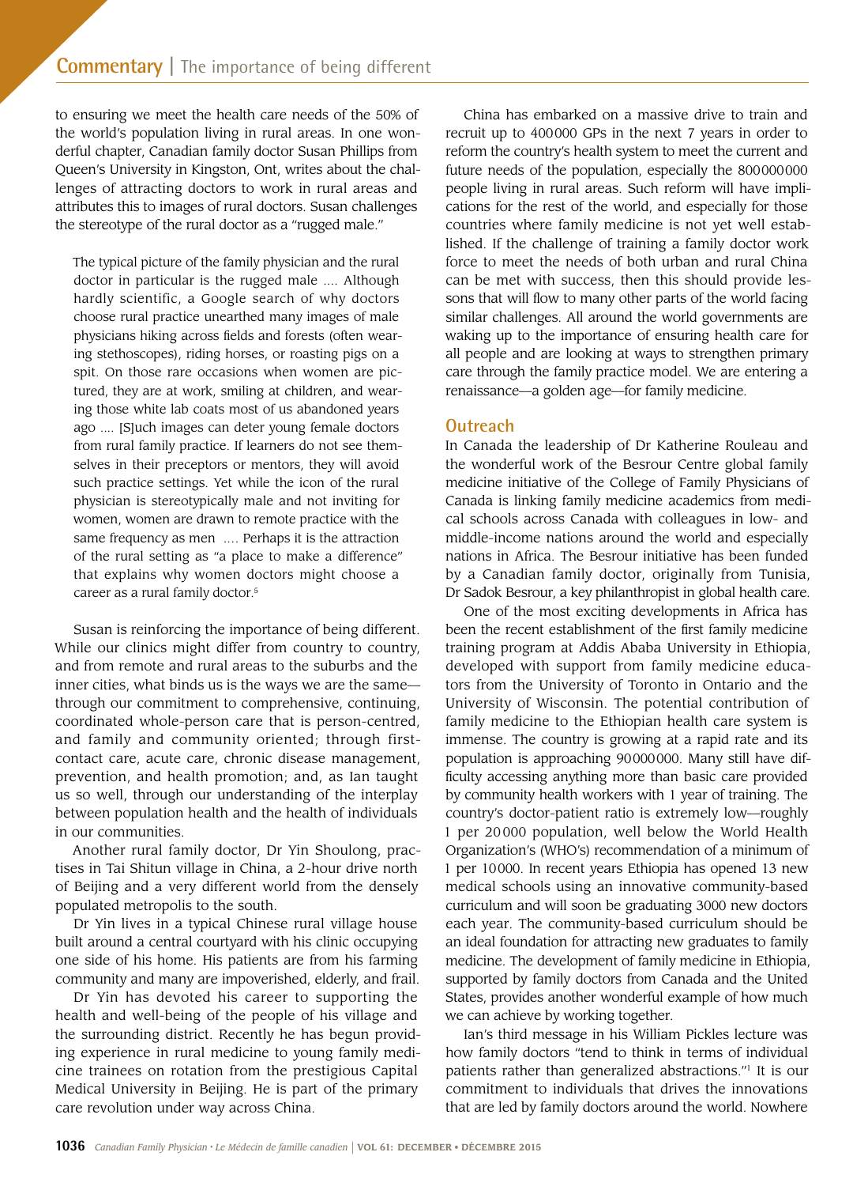to ensuring we meet the health care needs of the 50% of the world's population living in rural areas. In one wonderful chapter, Canadian family doctor Susan Phillips from Queen's University in Kingston, Ont, writes about the challenges of attracting doctors to work in rural areas and attributes this to images of rural doctors. Susan challenges the stereotype of the rural doctor as a "rugged male."

> The typical picture of the family physician and the rural doctor in particular is the rugged male .... Although hardly scientific, a Google search of why doctors choose rural practice unearthed many images of male physicians hiking across fields and forests (often wearing stethoscopes), riding horses, or roasting pigs on a spit. On those rare occasions when women are pictured, they are at work, smiling at children, and wearing those white lab coats most of us abandoned years ago .... [S]uch images can deter young female doctors from rural family practice. If learners do not see themselves in their preceptors or mentors, they will avoid such practice settings. Yet while the icon of the rural physician is stereotypically male and not inviting for women, women are drawn to remote practice with the same frequency as men .... Perhaps it is the attraction of the rural setting as "a place to make a difference" that explains why women doctors might choose a career as a rural family doctor.[5]

Susan is reinforcing the importance of being different. While our clinics might differ from country to country, and from remote and rural areas to the suburbs and the inner cities, what binds us is the ways we are the same—through our commitment to comprehensive, continuing, coordinated whole-person care that is person-centred, and family and community oriented; through first-contact care, acute care, chronic disease management, prevention, and health promotion; and, as Ian taught us so well, through our understanding of the interplay between population health and the health of individuals in our communities.

Another rural family doctor, Dr Yin Shoulong, practises in Tai Shitun village in China, a 2-hour drive north of Beijing and a very different world from the densely populated metropolis to the south.

Dr Yin lives in a typical Chinese rural village house built around a central courtyard with his clinic occupying one side of his home. His patients are from his farming community and many are impoverished, elderly, and frail.

Dr Yin has devoted his career to supporting the health and well-being of the people of his village and the surrounding district. Recently he has begun providing experience in rural medicine to young family medicine trainees on rotation from the prestigious Capital Medical University in Beijing. He is part of the primary care revolution under way across China.

China has embarked on a massive drive to train and recruit up to 400000 GPs in the next 7 years in order to reform the country's health system to meet the current and future needs of the population, especially the 800000000 people living in rural areas. Such reform will have implications for the rest of the world, and especially for those countries where family medicine is not yet well established. If the challenge of training a family doctor work force to meet the needs of both urban and rural China can be met with success, then this should provide lessons that will flow to many other parts of the world facing similar challenges. All around the world governments are waking up to the importance of ensuring health care for all people and are looking at ways to strengthen primary care through the family practice model. We are entering a renaissance—a golden age—for family medicine.

## Outreach

In Canada the leadership of Dr Katherine Rouleau and the wonderful work of the Besrour Centre global family medicine initiative of the College of Family Physicians of Canada is linking family medicine academics from medical schools across Canada with colleagues in low- and middle-income nations around the world and especially nations in Africa. The Besrour initiative has been funded by a Canadian family doctor, originally from Tunisia, Dr Sadok Besrour, a key philanthropist in global health care.

One of the most exciting developments in Africa has been the recent establishment of the first family medicine training program at Addis Ababa University in Ethiopia, developed with support from family medicine educators from the University of Toronto in Ontario and the University of Wisconsin. The potential contribution of family medicine to the Ethiopian health care system is immense. The country is growing at a rapid rate and its population is approaching 90000000. Many still have difficulty accessing anything more than basic care provided by community health workers with 1 year of training. The country's doctor-patient ratio is extremely low—roughly 1 per 20000 population, well below the World Health Organization's (WHO's) recommendation of a minimum of 1 per 10000. In recent years Ethiopia has opened 13 new medical schools using an innovative community-based curriculum and will soon be graduating 3000 new doctors each year. The community-based curriculum should be an ideal foundation for attracting new graduates to family medicine. The development of family medicine in Ethiopia, supported by family doctors from Canada and the United States, provides another wonderful example of how much we can achieve by working together.

Ian's third message in his William Pickles lecture was how family doctors "tend to think in terms of individual patients rather than generalized abstractions."[1] It is our commitment to individuals that drives the innovations that are led by family doctors around the world. Nowhere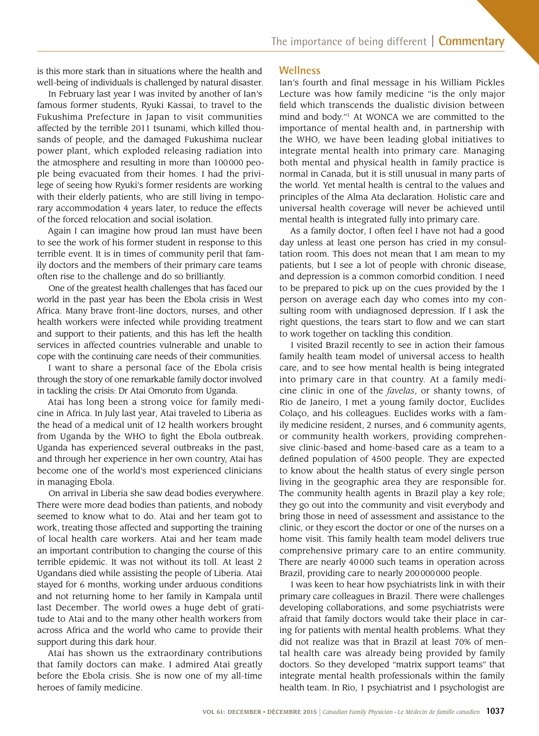is this more stark than in situations where the health and well-being of individuals is challenged by natural disaster.

In February last year I was invited by another of Ian's famous former students, Ryuki Kassai, to travel to the Fukushima Prefecture in Japan to visit communities affected by the terrible 2011 tsunami, which killed thousands of people, and the damaged Fukushima nuclear power plant, which exploded releasing radiation into the atmosphere and resulting in more than 100000 people being evacuated from their homes. I had the privilege of seeing how Ryuki's former residents are working with their elderly patients, who are still living in temporary accommodation 4 years later, to reduce the effects of the forced relocation and social isolation.

Again I can imagine how proud Ian must have been to see the work of his former student in response to this terrible event. It is in times of community peril that family doctors and the members of their primary care teams often rise to the challenge and do so brilliantly.

One of the greatest health challenges that has faced our world in the past year has been the Ebola crisis in West Africa. Many brave front-line doctors, nurses, and other health workers were infected while providing treatment and support to their patients, and this has left the health services in affected countries vulnerable and unable to cope with the continuing care needs of their communities.

I want to share a personal face of the Ebola crisis through the story of one remarkable family doctor involved in tackling the crisis: Dr Atai Omoruto from Uganda.

Atai has long been a strong voice for family medicine in Africa. In July last year, Atai traveled to Liberia as the head of a medical unit of 12 health workers brought from Uganda by the WHO to fight the Ebola outbreak. Uganda has experienced several outbreaks in the past, and through her experience in her own country, Atai has become one of the world's most experienced clinicians in managing Ebola.

On arrival in Liberia she saw dead bodies everywhere. There were more dead bodies than patients, and nobody seemed to know what to do. Atai and her team got to work, treating those affected and supporting the training of local health care workers. Atai and her team made an important contribution to changing the course of this terrible epidemic. It was not without its toll. At least 2 Ugandans died while assisting the people of Liberia. Atai stayed for 6 months, working under arduous conditions and not returning home to her family in Kampala until last December. The world owes a huge debt of gratitude to Atai and to the many other health workers from across Africa and the world who came to provide their support during this dark hour.

Atai has shown us the extraordinary contributions that family doctors can make. I admired Atai greatly before the Ebola crisis. She is now one of my all-time heroes of family medicine.

## Wellness

Ian's fourth and final message in his William Pickles Lecture was how family medicine "is the only major field which transcends the dualistic division between mind and body."[1] At WONCA we are committed to the importance of mental health and, in partnership with the WHO, we have been leading global initiatives to integrate mental health into primary care. Managing both mental and physical health in family practice is normal in Canada, but it is still unusual in many parts of the world. Yet mental health is central to the values and principles of the Alma Ata declaration. Holistic care and universal health coverage will never be achieved until mental health is integrated fully into primary care.

As a family doctor, I often feel I have not had a good day unless at least one person has cried in my consultation room. This does not mean that I am mean to my patients, but I see a lot of people with chronic disease, and depression is a common comorbid condition. I need to be prepared to pick up on the cues provided by the 1 person on average each day who comes into my consulting room with undiagnosed depression. If I ask the right questions, the tears start to flow and we can start to work together on tackling this condition.

I visited Brazil recently to see in action their famous family health team model of universal access to health care, and to see how mental health is being integrated into primary care in that country. At a family medicine clinic in one of the *favelas*, or shanty towns, of Rio de Janeiro, I met a young family doctor, Euclides Colaço, and his colleagues. Euclides works with a family medicine resident, 2 nurses, and 6 community agents, or community health workers, providing comprehensive clinic-based and home-based care as a team to a defined population of 4500 people. They are expected to know about the health status of every single person living in the geographic area they are responsible for. The community health agents in Brazil play a key role; they go out into the community and visit everybody and bring those in need of assessment and assistance to the clinic, or they escort the doctor or one of the nurses on a home visit. This family health team model delivers true comprehensive primary care to an entire community. There are nearly 40000 such teams in operation across Brazil, providing care to nearly 200000000 people.

I was keen to hear how psychiatrists link in with their primary care colleagues in Brazil. There were challenges developing collaborations, and some psychiatrists were afraid that family doctors would take their place in caring for patients with mental health problems. What they did not realize was that in Brazil at least 70% of mental health care was already being provided by family doctors. So they developed "matrix support teams" that integrate mental health professionals within the family health team. In Rio, 1 psychiatrist and 1 psychologist are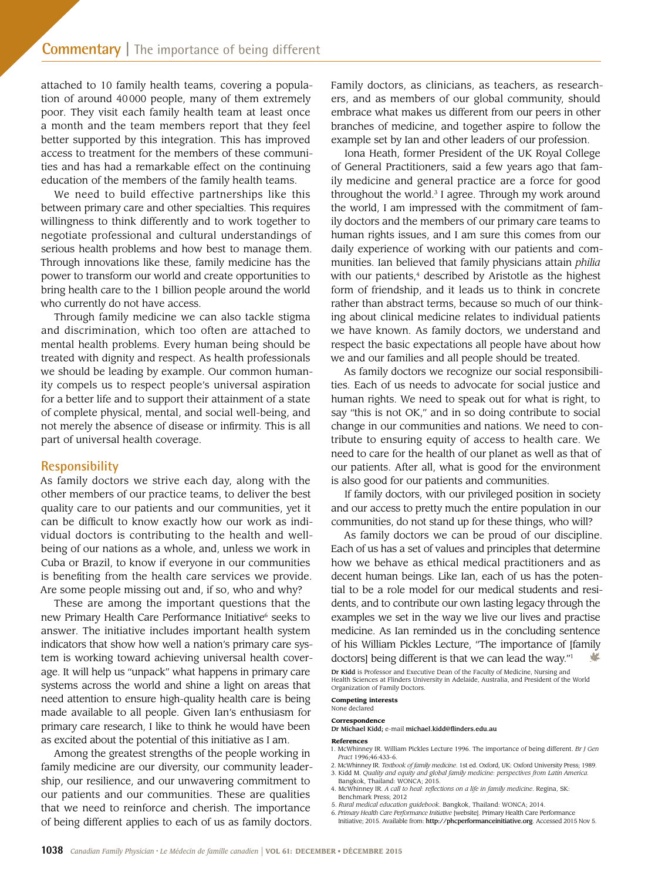attached to 10 family health teams, covering a population of around 40 000 people, many of them extremely poor. They visit each family health team at least once a month and the team members report that they feel better supported by this integration. This has improved access to treatment for the members of these communities and has had a remarkable effect on the continuing education of the members of the family health teams.

We need to build effective partnerships like this between primary care and other specialties. This requires willingness to think differently and to work together to negotiate professional and cultural understandings of serious health problems and how best to manage them. Through innovations like these, family medicine has the power to transform our world and create opportunities to bring health care to the 1 billion people around the world who currently do not have access.

Through family medicine we can also tackle stigma and discrimination, which too often are attached to mental health problems. Every human being should be treated with dignity and respect. As health professionals we should be leading by example. Our common humanity compels us to respect people's universal aspiration for a better life and to support their attainment of a state of complete physical, mental, and social well-being, and not merely the absence of disease or infirmity. This is all part of universal health coverage.

## Responsibility

As family doctors we strive each day, along with the other members of our practice teams, to deliver the best quality care to our patients and our communities, yet it can be difficult to know exactly how our work as individual doctors is contributing to the health and well-being of our nations as a whole, and, unless we work in Cuba or Brazil, to know if everyone in our communities is benefiting from the health care services we provide. Are some people missing out and, if so, who and why?

These are among the important questions that the new Primary Health Care Performance Initiative[6] seeks to answer. The initiative includes important health system indicators that show how well a nation's primary care system is working toward achieving universal health coverage. It will help us "unpack" what happens in primary care systems across the world and shine a light on areas that need attention to ensure high-quality health care is being made available to all people. Given Ian's enthusiasm for primary care research, I like to think he would have been as excited about the potential of this initiative as I am.

Among the greatest strengths of the people working in family medicine are our diversity, our community leadership, our resilience, and our unwavering commitment to our patients and our communities. These are qualities that we need to reinforce and cherish. The importance of being different applies to each of us as family doctors. Family doctors, as clinicians, as teachers, as researchers, and as members of our global community, should embrace what makes us different from our peers in other branches of medicine, and together aspire to follow the example set by Ian and other leaders of our profession.

Iona Heath, former President of the UK Royal College of General Practitioners, said a few years ago that family medicine and general practice are a force for good throughout the world.[3] I agree. Through my work around the world, I am impressed with the commitment of family doctors and the members of our primary care teams to human rights issues, and I am sure this comes from our daily experience of working with our patients and communities. Ian believed that family physicians attain *philia* with our patients,[4] described by Aristotle as the highest form of friendship, and it leads us to think in concrete rather than abstract terms, because so much of our thinking about clinical medicine relates to individual patients we have known. As family doctors, we understand and respect the basic expectations all people have about how we and our families and all people should be treated.

As family doctors we recognize our social responsibilities. Each of us needs to advocate for social justice and human rights. We need to speak out for what is right, to say "this is not OK," and in so doing contribute to social change in our communities and nations. We need to contribute to ensuring equity of access to health care. We need to care for the health of our planet as well as that of our patients. After all, what is good for the environment is also good for our patients and communities.

If family doctors, with our privileged position in society and our access to pretty much the entire population in our communities, do not stand up for these things, who will?

As family doctors we can be proud of our discipline. Each of us has a set of values and principles that determine how we behave as ethical medical practitioners and as decent human beings. Like Ian, each of us has the potential to be a role model for our medical students and residents, and to contribute our own lasting legacy through the examples we set in the way we live our lives and practise medicine. As Ian reminded us in the concluding sentence of his William Pickles Lecture, "The importance of [family doctors] being different is that we can lead the way."[1]

**Dr Kidd** is Professor and Executive Dean of the Faculty of Medicine, Nursing and Health Sciences at Flinders University in Adelaide, Australia, and President of the World Organization of Family Doctors.

**Competing interests**
None declared

**Correspondence**
**Dr Michael Kidd;** e-mail **michael.kidd@flinders.edu.au**

**References**

1. McWhinney IR. William Pickles Lecture 1996. The importance of being different. *Br J Gen Pract* 1996;46:433-6.
2. McWhinney IR. *Textbook of family medicine*. 1st ed. Oxford, UK: Oxford University Press; 1989.
3. Kidd M. *Quality and equity and global family medicine: perspectives from Latin America*. Bangkok, Thailand: WONCA; 2015.
4. McWhinney IR. *A call to heal: reflections on a life in family medicine*. Regina, SK: Benchmark Press; 2012
5. *Rural medical education guidebook*. Bangkok, Thailand: WONCA; 2014.
6. *Primary Health Care Performance Initiative* [website]. Primary Health Care Performance Initiative; 2015. Available from: **http://phcperformanceinitiative.org**. Accessed 2015 Nov 5.